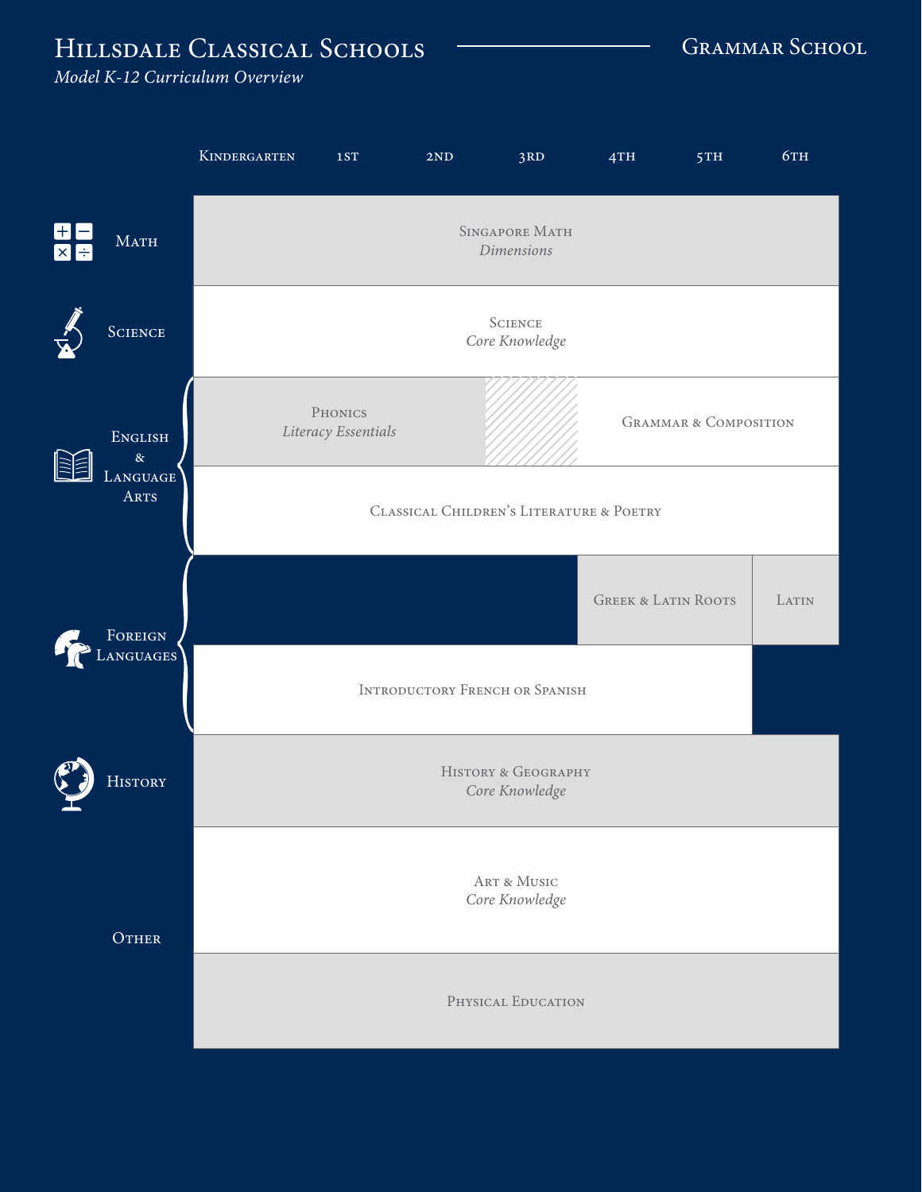# Hillsdale Classical Schools

*Model K-12 Curriculum Overview*

## Grammar School

| Subject | Kindergarten | 1st | 2nd | 3rd | 4th | 5th | 6th |
|---|---|---|---|---|---|---|---|
| Math | Singapore Math *Dimensions* | | | | | | |
| Science | Science *Core Knowledge* | | | | | | |
| English & Language Arts | Phonics *Literacy Essentials* | | | | Grammar & Composition | | |
| English & Language Arts | Classical Children's Literature & Poetry | | | | | | |
| Foreign Languages | | | | | Greek & Latin Roots | | Latin |
| Foreign Languages | Introductory French or Spanish | | | | | | |
| History | History & Geography *Core Knowledge* | | | | | | |
| Other | Art & Music *Core Knowledge* | | | | | | |
| Other | Physical Education | | | | | | |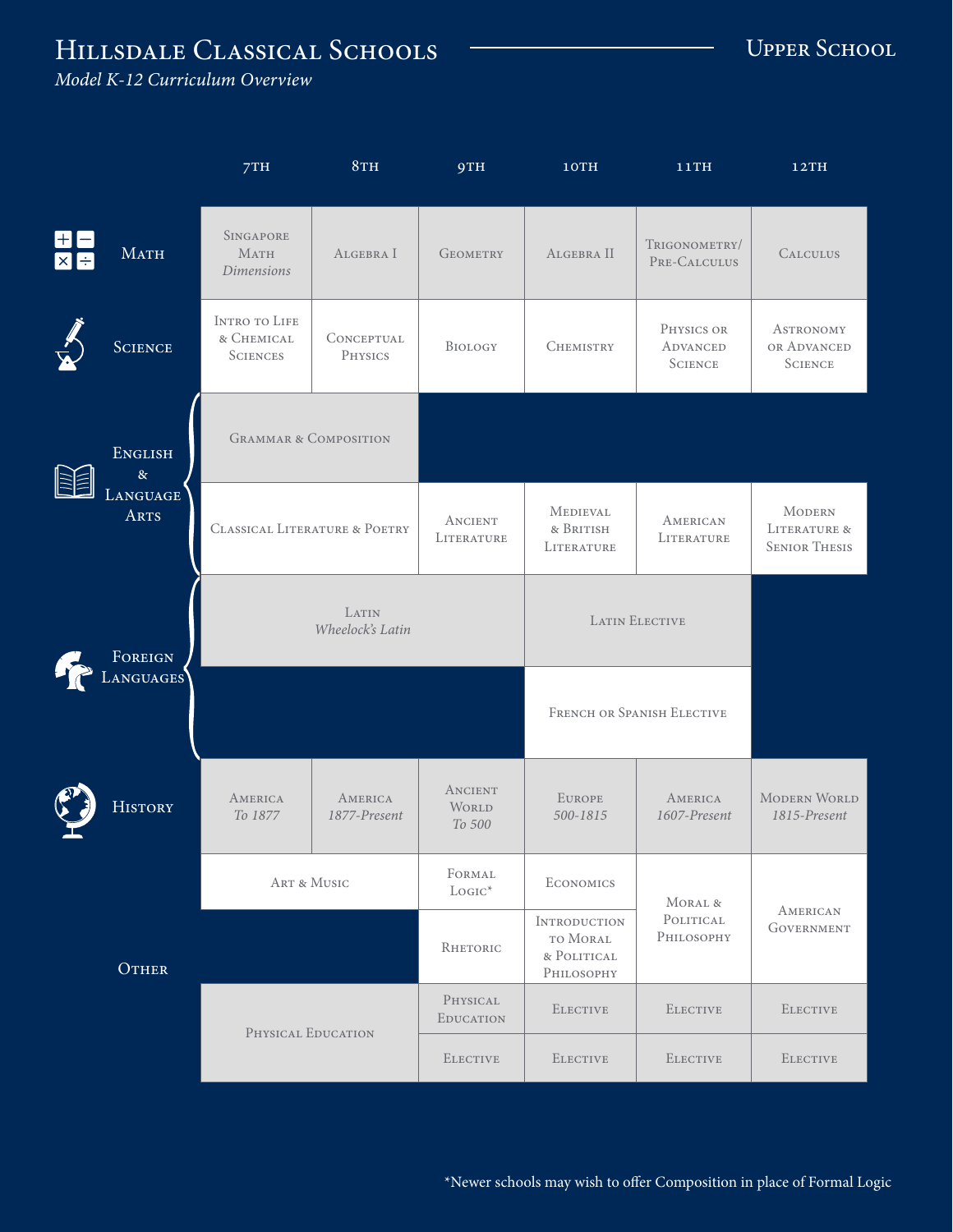# Hillsdale Classical Schools

*Model K-12 Curriculum Overview*

## Upper School

| | | 7th | 8th | 9th | 10th | 11th | 12th |
|---|---|---|---|---|---|---|---|
| Math | | Singapore Math *Dimensions* | Algebra I | Geometry | Algebra II | Trigonometry/ Pre-Calculus | Calculus |
| Science | | Intro to Life & Chemical Sciences | Conceptual Physics | Biology | Chemistry | Physics or Advanced Science | Astronomy or Advanced Science |
| English & Language Arts | | Grammar & Composition | Grammar & Composition | | | | |
| | | Classical Literature & Poetry | Classical Literature & Poetry | Ancient Literature | Medieval & British Literature | American Literature | Modern Literature & Senior Thesis |
| Foreign Languages | | Latin *Wheelock's Latin* | Latin *Wheelock's Latin* | Latin *Wheelock's Latin* | Latin Elective | Latin Elective | |
| | | | | | French or Spanish Elective | French or Spanish Elective | |
| History | | America *To 1877* | America *1877-Present* | Ancient World *To 500* | Europe *500-1815* | America *1607-Present* | Modern World *1815-Present* |
| Other | | Art & Music | Art & Music | Formal Logic* | Economics | Moral & Political Philosophy | American Government |
| | | | | Rhetoric | Introduction to Moral & Political Philosophy | Moral & Political Philosophy | American Government |
| | | Physical Education | Physical Education | Physical Education | Elective | Elective | Elective |
| | | Physical Education | Physical Education | Elective | Elective | Elective | Elective |

*Newer schools may wish to offer Composition in place of Formal Logic